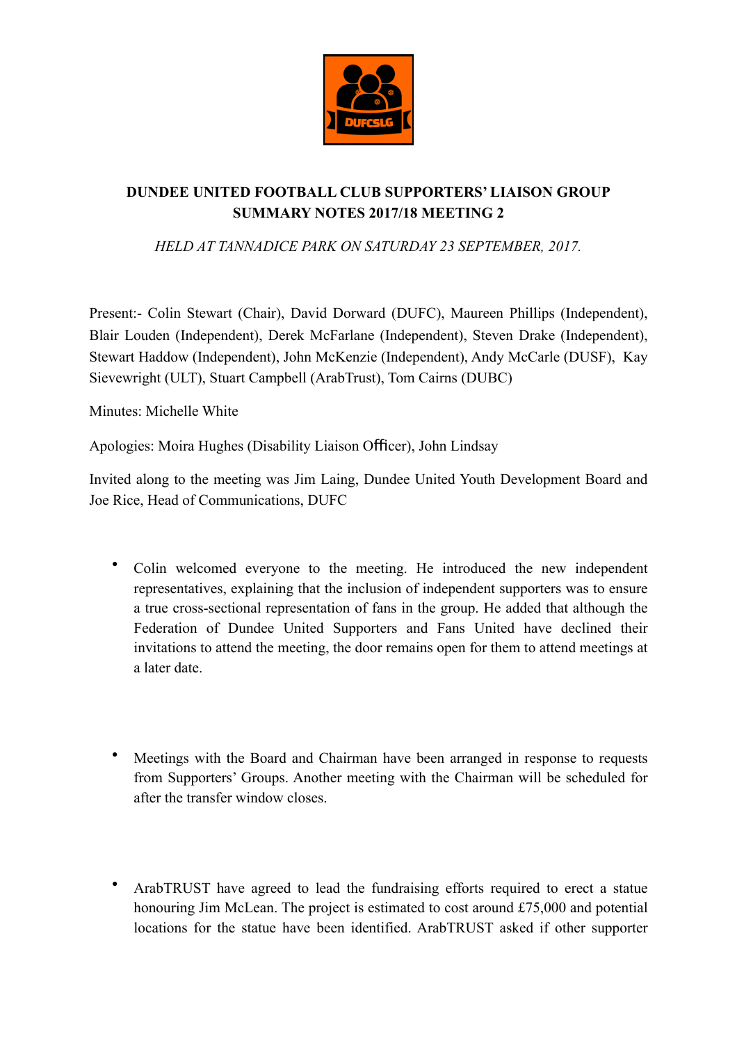# DUNDEE UNITED FOOTBALL CLUB SUPPORTERS' LIAISON GROUP SUMMARY NOTES 2017/18 MEETING 2

*HELD AT TANNADICE PARK ON SATURDAY 23 SEPTEMBER, 2017.*

Present:- Colin Stewart (Chair), David Dorward (DUFC), Maureen Phillips (Independent), Blair Louden (Independent), Derek McFarlane (Independent), Steven Drake (Independent), Stewart Haddow (Independent), John McKenzie (Independent), Andy McCarle (DUSF), Kay Sievewright (ULT), Stuart Campbell (ArabTrust), Tom Cairns (DUBC)

Minutes: Michelle White

Apologies: Moira Hughes (Disability Liaison Officer), John Lindsay

Invited along to the meeting was Jim Laing, Dundee United Youth Development Board and Joe Rice, Head of Communications, DUFC

- Colin welcomed everyone to the meeting. He introduced the new independent representatives, explaining that the inclusion of independent supporters was to ensure a true cross-sectional representation of fans in the group. He added that although the Federation of Dundee United Supporters and Fans United have declined their invitations to attend the meeting, the door remains open for them to attend meetings at a later date.

- Meetings with the Board and Chairman have been arranged in response to requests from Supporters' Groups. Another meeting with the Chairman will be scheduled for after the transfer window closes.

- ArabTRUST have agreed to lead the fundraising efforts required to erect a statue honouring Jim McLean. The project is estimated to cost around £75,000 and potential locations for the statue have been identified. ArabTRUST asked if other supporter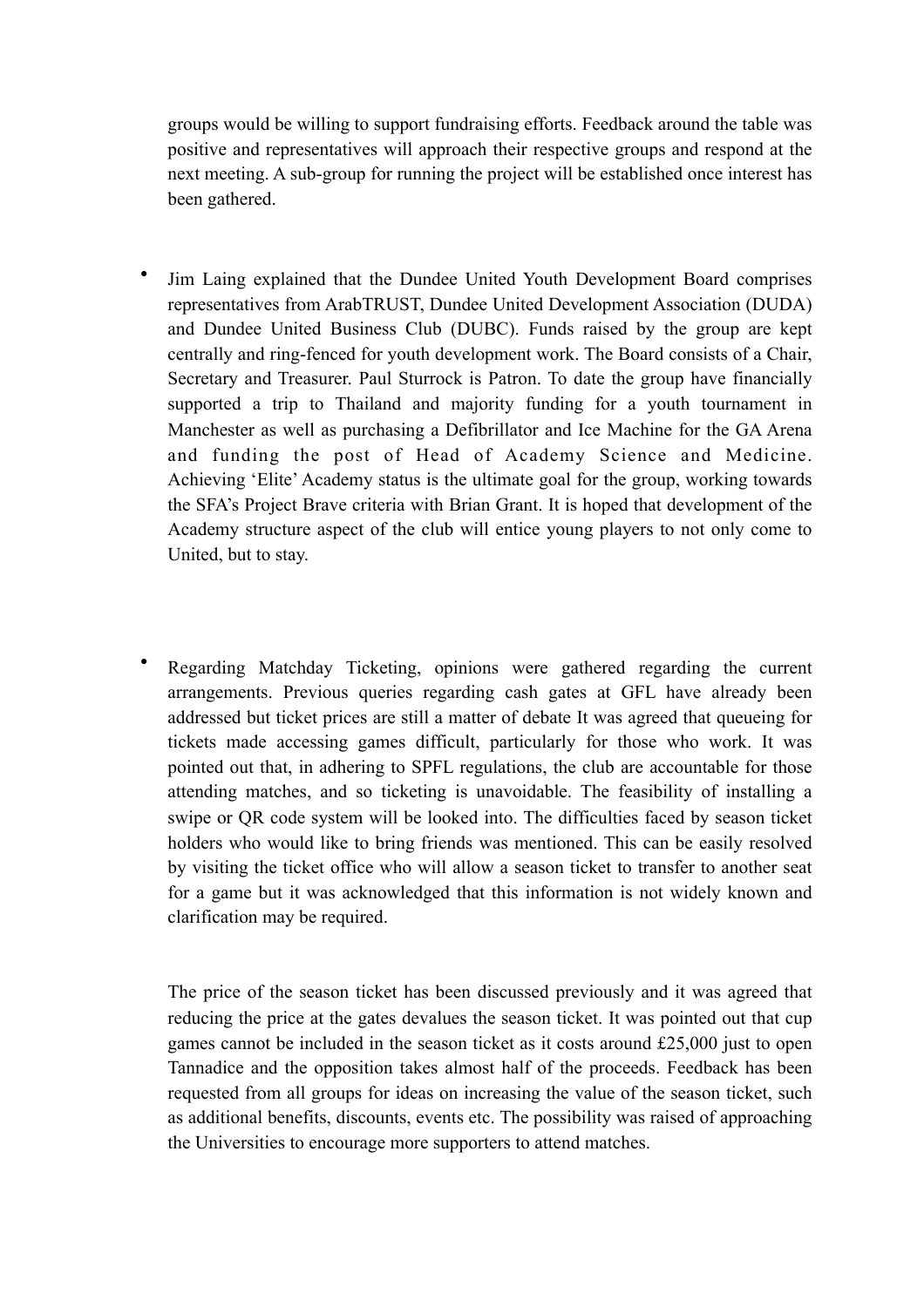groups would be willing to support fundraising efforts. Feedback around the table was positive and representatives will approach their respective groups and respond at the next meeting. A sub-group for running the project will be established once interest has been gathered.

- Jim Laing explained that the Dundee United Youth Development Board comprises representatives from ArabTRUST, Dundee United Development Association (DUDA) and Dundee United Business Club (DUBC). Funds raised by the group are kept centrally and ring-fenced for youth development work. The Board consists of a Chair, Secretary and Treasurer. Paul Sturrock is Patron. To date the group have financially supported a trip to Thailand and majority funding for a youth tournament in Manchester as well as purchasing a Defibrillator and Ice Machine for the GA Arena and funding the post of Head of Academy Science and Medicine. Achieving 'Elite' Academy status is the ultimate goal for the group, working towards the SFA's Project Brave criteria with Brian Grant. It is hoped that development of the Academy structure aspect of the club will entice young players to not only come to United, but to stay.

- Regarding Matchday Ticketing, opinions were gathered regarding the current arrangements. Previous queries regarding cash gates at GFL have already been addressed but ticket prices are still a matter of debate It was agreed that queueing for tickets made accessing games difficult, particularly for those who work. It was pointed out that, in adhering to SPFL regulations, the club are accountable for those attending matches, and so ticketing is unavoidable. The feasibility of installing a swipe or QR code system will be looked into. The difficulties faced by season ticket holders who would like to bring friends was mentioned. This can be easily resolved by visiting the ticket office who will allow a season ticket to transfer to another seat for a game but it was acknowledged that this information is not widely known and clarification may be required.

  The price of the season ticket has been discussed previously and it was agreed that reducing the price at the gates devalues the season ticket. It was pointed out that cup games cannot be included in the season ticket as it costs around £25,000 just to open Tannadice and the opposition takes almost half of the proceeds. Feedback has been requested from all groups for ideas on increasing the value of the season ticket, such as additional benefits, discounts, events etc. The possibility was raised of approaching the Universities to encourage more supporters to attend matches.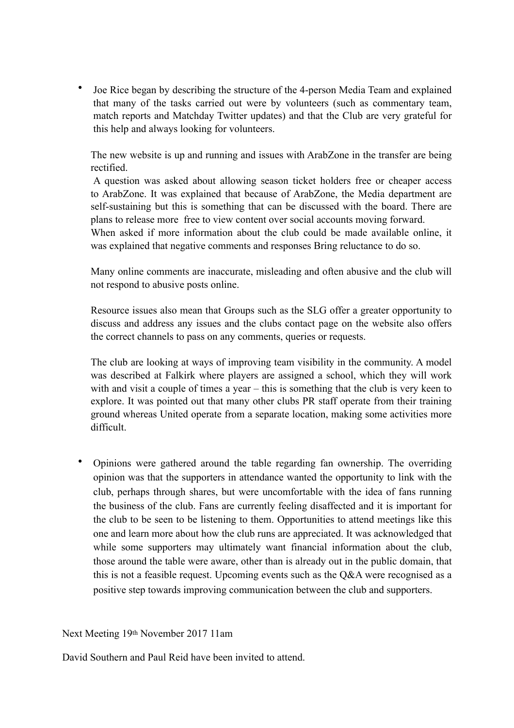- Joe Rice began by describing the structure of the 4-person Media Team and explained that many of the tasks carried out were by volunteers (such as commentary team, match reports and Matchday Twitter updates) and that the Club are very grateful for this help and always looking for volunteers.

  The new website is up and running and issues with ArabZone in the transfer are being rectified.
  A question was asked about allowing season ticket holders free or cheaper access to ArabZone. It was explained that because of ArabZone, the Media department are self-sustaining but this is something that can be discussed with the board. There are plans to release more free to view content over social accounts moving forward.
  When asked if more information about the club could be made available online, it was explained that negative comments and responses Bring reluctance to do so.

  Many online comments are inaccurate, misleading and often abusive and the club will not respond to abusive posts online.

  Resource issues also mean that Groups such as the SLG offer a greater opportunity to discuss and address any issues and the clubs contact page on the website also offers the correct channels to pass on any comments, queries or requests.

  The club are looking at ways of improving team visibility in the community. A model was described at Falkirk where players are assigned a school, which they will work with and visit a couple of times a year – this is something that the club is very keen to explore. It was pointed out that many other clubs PR staff operate from their training ground whereas United operate from a separate location, making some activities more difficult.

- Opinions were gathered around the table regarding fan ownership. The overriding opinion was that the supporters in attendance wanted the opportunity to link with the club, perhaps through shares, but were uncomfortable with the idea of fans running the business of the club. Fans are currently feeling disaffected and it is important for the club to be seen to be listening to them. Opportunities to attend meetings like this one and learn more about how the club runs are appreciated. It was acknowledged that while some supporters may ultimately want financial information about the club, those around the table were aware, other than is already out in the public domain, that this is not a feasible request. Upcoming events such as the Q&A were recognised as a positive step towards improving communication between the club and supporters.

Next Meeting 19th November 2017 11am

David Southern and Paul Reid have been invited to attend.